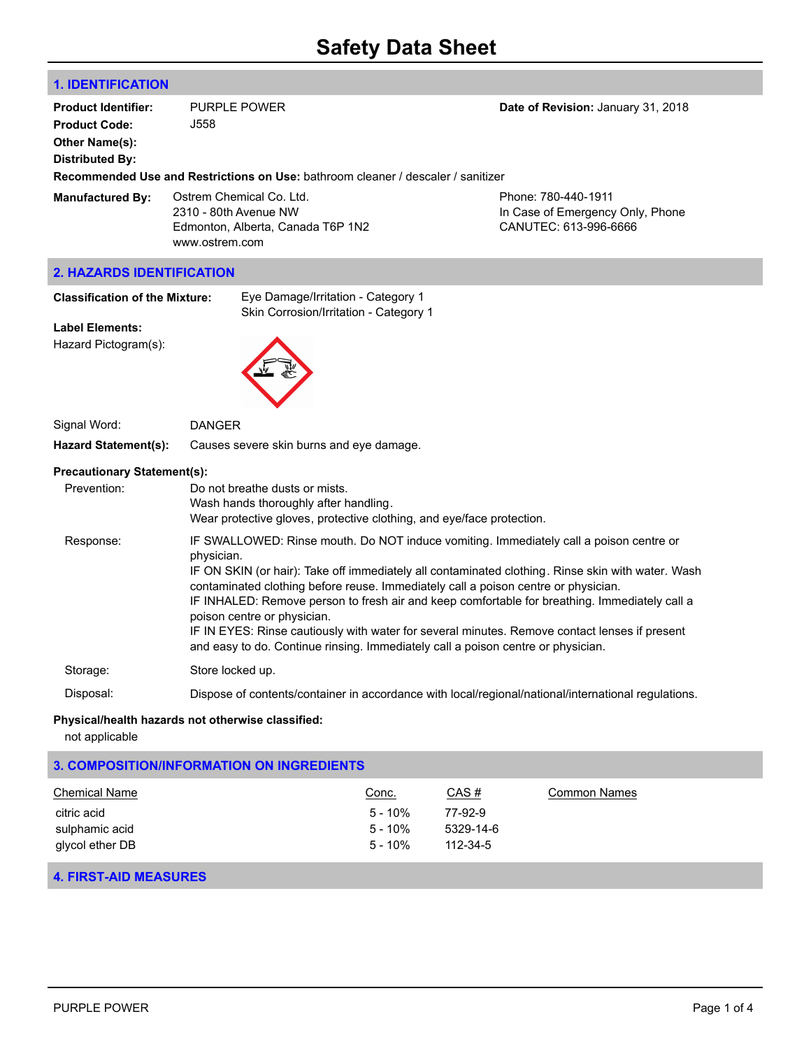# Safety Data Sheet

## 1. IDENTIFICATION

**Product Identifier:** PURPLE POWER

**Date of Revision:** January 31, 2018

**Product Code:** J558

**Other Name(s):**

**Distributed By:**

**Recommended Use and Restrictions on Use:** bathroom cleaner / descaler / sanitizer

**Manufactured By:** Ostrem Chemical Co. Ltd.
2310 - 80th Avenue NW
Edmonton, Alberta, Canada T6P 1N2
www.ostrem.com

Phone: 780-440-1911
In Case of Emergency Only, Phone
CANUTEC: 613-996-6666

## 2. HAZARDS IDENTIFICATION

**Classification of the Mixture:** Eye Damage/Irritation - Category 1
Skin Corrosion/Irritation - Category 1

**Label Elements:**

Hazard Pictogram(s):

Signal Word: DANGER

**Hazard Statement(s):** Causes severe skin burns and eye damage.

**Precautionary Statement(s):**

Prevention:
Do not breathe dusts or mists.
Wash hands thoroughly after handling.
Wear protective gloves, protective clothing, and eye/face protection.

Response:
IF SWALLOWED: Rinse mouth. Do NOT induce vomiting. Immediately call a poison centre or physician.
IF ON SKIN (or hair): Take off immediately all contaminated clothing. Rinse skin with water. Wash contaminated clothing before reuse. Immediately call a poison centre or physician.
IF INHALED: Remove person to fresh air and keep comfortable for breathing. Immediately call a poison centre or physician.
IF IN EYES: Rinse cautiously with water for several minutes. Remove contact lenses if present and easy to do. Continue rinsing. Immediately call a poison centre or physician.

Storage: Store locked up.

Disposal: Dispose of contents/container in accordance with local/regional/national/international regulations.

**Physical/health hazards not otherwise classified:**
not applicable

## 3. COMPOSITION/INFORMATION ON INGREDIENTS

| Chemical Name | Conc. | CAS # | Common Names |
|---|---|---|---|
| citric acid | 5 - 10% | 77-92-9 | |
| sulphamic acid | 5 - 10% | 5329-14-6 | |
| glycol ether DB | 5 - 10% | 112-34-5 | |

## 4. FIRST-AID MEASURES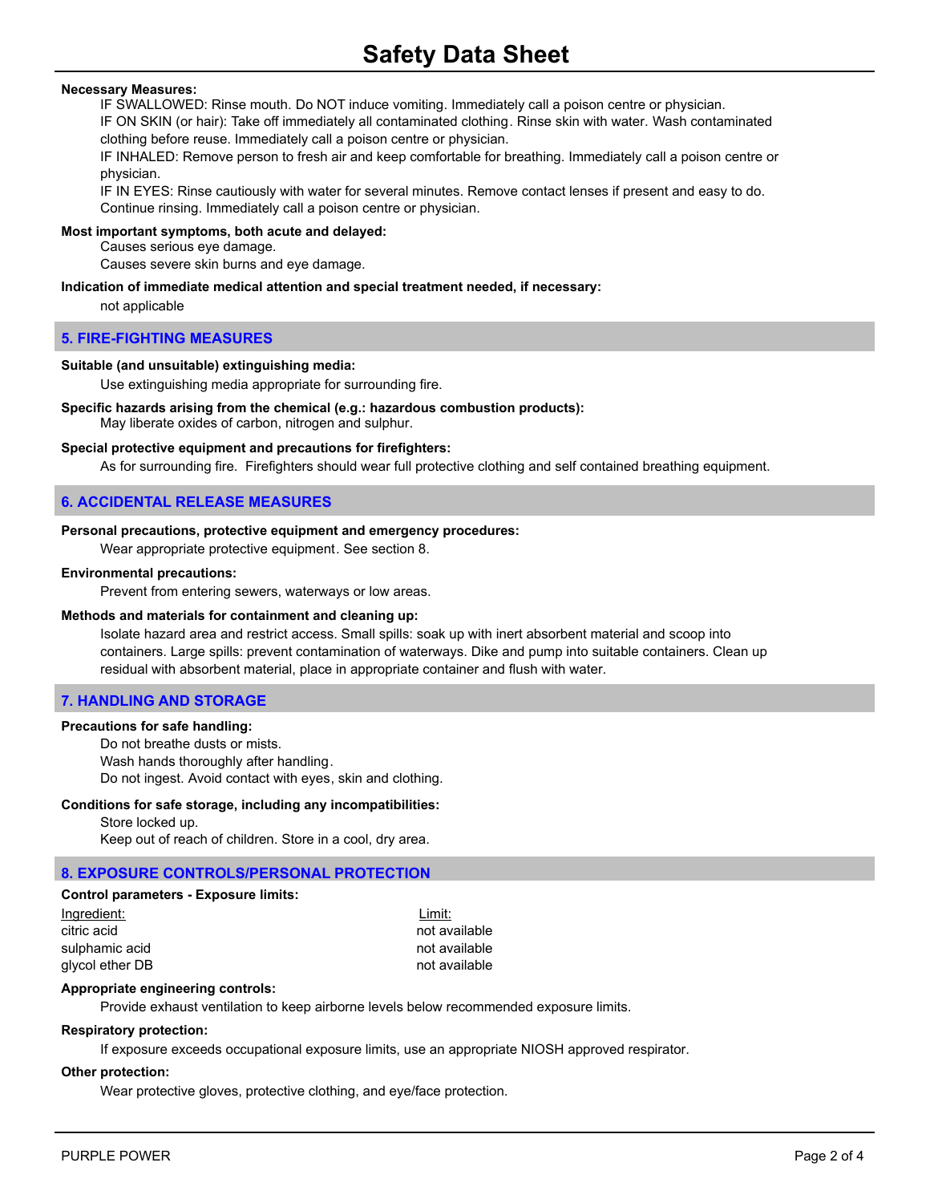**Necessary Measures:**

IF SWALLOWED: Rinse mouth. Do NOT induce vomiting. Immediately call a poison centre or physician.
IF ON SKIN (or hair): Take off immediately all contaminated clothing. Rinse skin with water. Wash contaminated clothing before reuse. Immediately call a poison centre or physician.
IF INHALED: Remove person to fresh air and keep comfortable for breathing. Immediately call a poison centre or physician.
IF IN EYES: Rinse cautiously with water for several minutes. Remove contact lenses if present and easy to do. Continue rinsing. Immediately call a poison centre or physician.

**Most important symptoms, both acute and delayed:**

Causes serious eye damage.
Causes severe skin burns and eye damage.

**Indication of immediate medical attention and special treatment needed, if necessary:**

not applicable

## 5. FIRE-FIGHTING MEASURES

**Suitable (and unsuitable) extinguishing media:**

Use extinguishing media appropriate for surrounding fire.

**Specific hazards arising from the chemical (e.g.: hazardous combustion products):**

May liberate oxides of carbon, nitrogen and sulphur.

**Special protective equipment and precautions for firefighters:**

As for surrounding fire. Firefighters should wear full protective clothing and self contained breathing equipment.

## 6. ACCIDENTAL RELEASE MEASURES

**Personal precautions, protective equipment and emergency procedures:**

Wear appropriate protective equipment. See section 8.

**Environmental precautions:**

Prevent from entering sewers, waterways or low areas.

**Methods and materials for containment and cleaning up:**

Isolate hazard area and restrict access. Small spills: soak up with inert absorbent material and scoop into containers. Large spills: prevent contamination of waterways. Dike and pump into suitable containers. Clean up residual with absorbent material, place in appropriate container and flush with water.

## 7. HANDLING AND STORAGE

**Precautions for safe handling:**

Do not breathe dusts or mists.
Wash hands thoroughly after handling.
Do not ingest. Avoid contact with eyes, skin and clothing.

**Conditions for safe storage, including any incompatibilities:**

Store locked up.
Keep out of reach of children. Store in a cool, dry area.

## 8. EXPOSURE CONTROLS/PERSONAL PROTECTION

**Control parameters - Exposure limits:**

| Ingredient: | Limit: |
|---|---|
| citric acid | not available |
| sulphamic acid | not available |
| glycol ether DB | not available |

**Appropriate engineering controls:**

Provide exhaust ventilation to keep airborne levels below recommended exposure limits.

**Respiratory protection:**

If exposure exceeds occupational exposure limits, use an appropriate NIOSH approved respirator.

**Other protection:**

Wear protective gloves, protective clothing, and eye/face protection.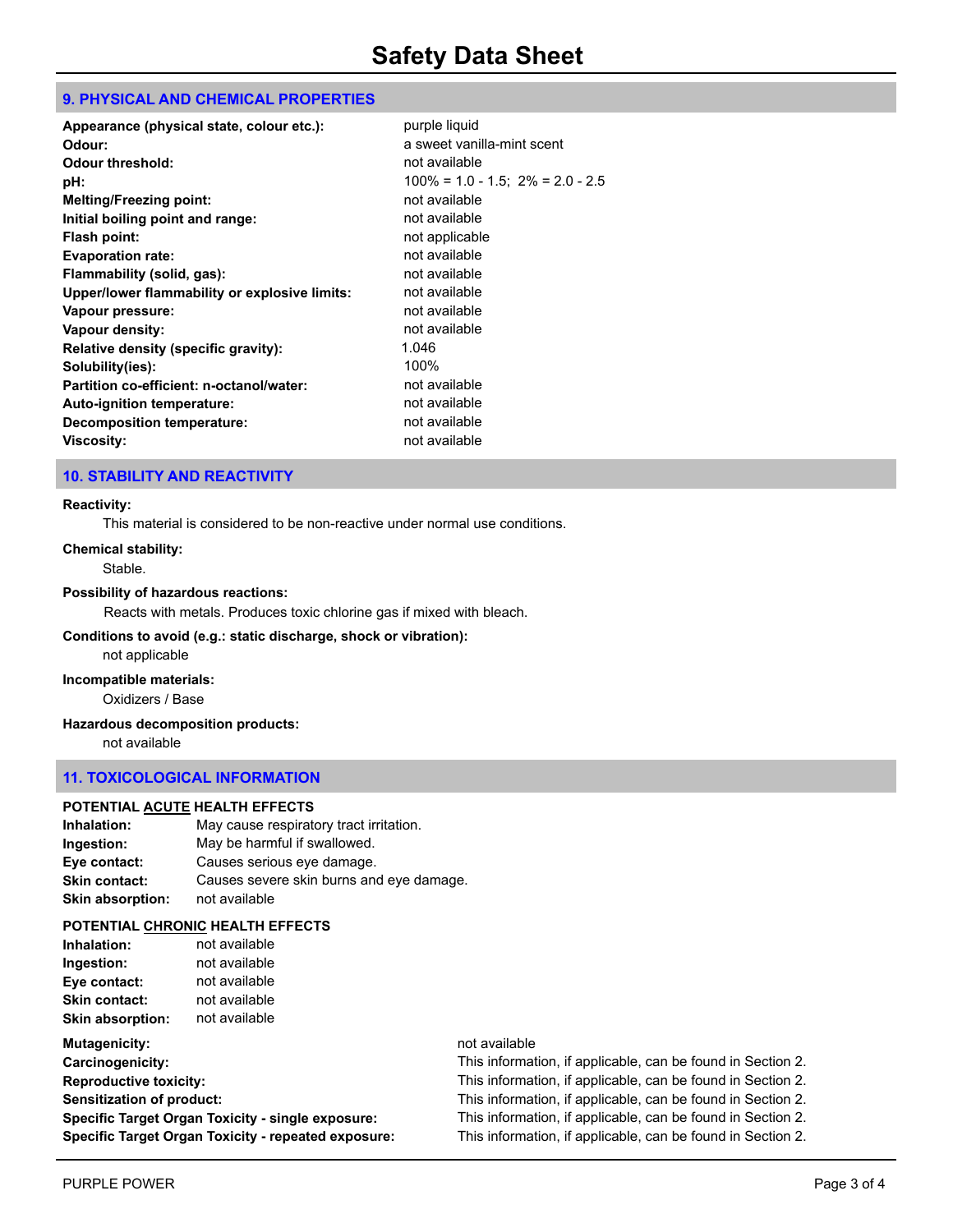# Safety Data Sheet

## 9. PHYSICAL AND CHEMICAL PROPERTIES

| Property | Value |
|---|---|
| **Appearance (physical state, colour etc.):** | purple liquid |
| **Odour:** | a sweet vanilla-mint scent |
| **Odour threshold:** | not available |
| **pH:** | 100% = 1.0 - 1.5; 2% = 2.0 - 2.5 |
| **Melting/Freezing point:** | not available |
| **Initial boiling point and range:** | not available |
| **Flash point:** | not applicable |
| **Evaporation rate:** | not available |
| **Flammability (solid, gas):** | not available |
| **Upper/lower flammability or explosive limits:** | not available |
| **Vapour pressure:** | not available |
| **Vapour density:** | not available |
| **Relative density (specific gravity):** | 1.046 |
| **Solubility(ies):** | 100% |
| **Partition co-efficient: n-octanol/water:** | not available |
| **Auto-ignition temperature:** | not available |
| **Decomposition temperature:** | not available |
| **Viscosity:** | not available |

## 10. STABILITY AND REACTIVITY

**Reactivity:**

This material is considered to be non-reactive under normal use conditions.

**Chemical stability:**

Stable.

**Possibility of hazardous reactions:**

Reacts with metals. Produces toxic chlorine gas if mixed with bleach.

**Conditions to avoid (e.g.: static discharge, shock or vibration):**

not applicable

**Incompatible materials:**

Oxidizers / Base

**Hazardous decomposition products:**

not available

## 11. TOXICOLOGICAL INFORMATION

**POTENTIAL ACUTE HEALTH EFFECTS**

| | |
|---|---|
| **Inhalation:** | May cause respiratory tract irritation. |
| **Ingestion:** | May be harmful if swallowed. |
| **Eye contact:** | Causes serious eye damage. |
| **Skin contact:** | Causes severe skin burns and eye damage. |
| **Skin absorption:** | not available |

**POTENTIAL CHRONIC HEALTH EFFECTS**

| | |
|---|---|
| **Inhalation:** | not available |
| **Ingestion:** | not available |
| **Eye contact:** | not available |
| **Skin contact:** | not available |
| **Skin absorption:** | not available |

| | |
|---|---|
| **Mutagenicity:** | not available |
| **Carcinogenicity:** | This information, if applicable, can be found in Section 2. |
| **Reproductive toxicity:** | This information, if applicable, can be found in Section 2. |
| **Sensitization of product:** | This information, if applicable, can be found in Section 2. |
| **Specific Target Organ Toxicity - single exposure:** | This information, if applicable, can be found in Section 2. |
| **Specific Target Organ Toxicity - repeated exposure:** | This information, if applicable, can be found in Section 2. |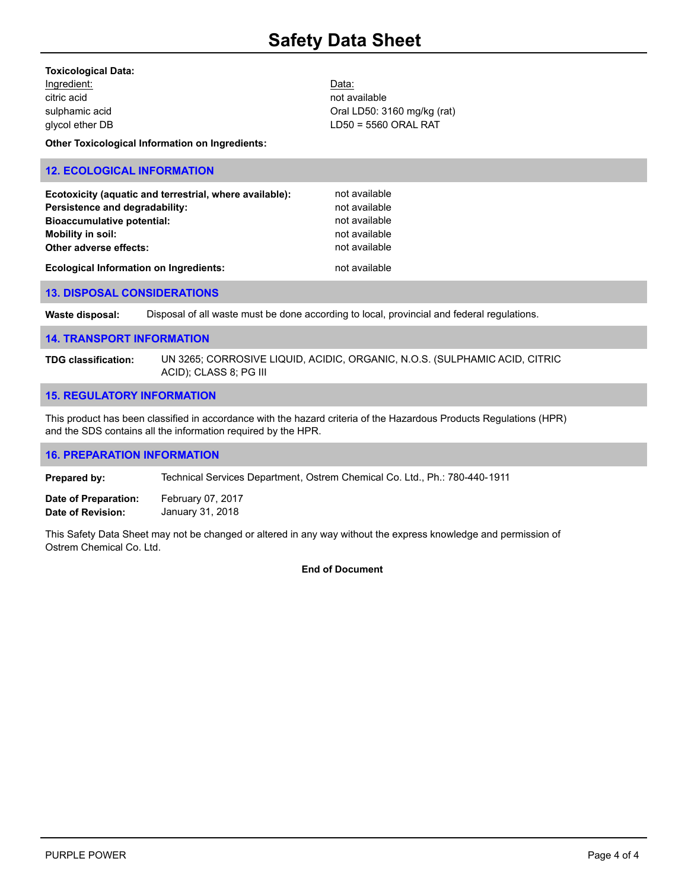**Toxicological Data:**

| Ingredient: | Data: |
|---|---|
| citric acid | not available |
| sulphamic acid | Oral LD50: 3160 mg/kg (rat) |
| glycol ether DB | LD50 = 5560 ORAL RAT |

**Other Toxicological Information on Ingredients:**

## 12. ECOLOGICAL INFORMATION

| | |
|---|---|
| **Ecotoxicity (aquatic and terrestrial, where available):** | not available |
| **Persistence and degradability:** | not available |
| **Bioaccumulative potential:** | not available |
| **Mobility in soil:** | not available |
| **Other adverse effects:** | not available |
| **Ecological Information on Ingredients:** | not available |

## 13. DISPOSAL CONSIDERATIONS

**Waste disposal:** Disposal of all waste must be done according to local, provincial and federal regulations.

## 14. TRANSPORT INFORMATION

**TDG classification:** UN 3265; CORROSIVE LIQUID, ACIDIC, ORGANIC, N.O.S. (SULPHAMIC ACID, CITRIC ACID); CLASS 8; PG III

## 15. REGULATORY INFORMATION

This product has been classified in accordance with the hazard criteria of the Hazardous Products Regulations (HPR) and the SDS contains all the information required by the HPR.

## 16. PREPARATION INFORMATION

**Prepared by:** Technical Services Department, Ostrem Chemical Co. Ltd., Ph.: 780-440-1911

**Date of Preparation:** February 07, 2017
**Date of Revision:** January 31, 2018

This Safety Data Sheet may not be changed or altered in any way without the express knowledge and permission of Ostrem Chemical Co. Ltd.

**End of Document**